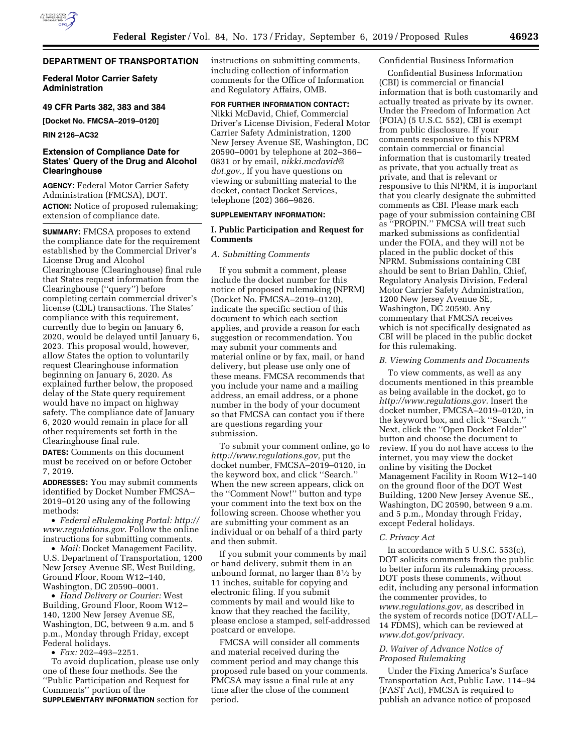**DEPARTMENT OF TRANSPORTATION**

**Federal Motor Carrier Safety Administration**

**49 CFR Parts 382, 383 and 384**

**[Docket No. FMCSA–2019–0120]**

**RIN 2126–AC32**

# Extension of Compliance Date for States' Query of the Drug and Alcohol Clearinghouse

**AGENCY:** Federal Motor Carrier Safety Administration (FMCSA), DOT.

**ACTION:** Notice of proposed rulemaking; extension of compliance date.

**SUMMARY:** FMCSA proposes to extend the compliance date for the requirement established by the Commercial Driver's License Drug and Alcohol Clearinghouse (Clearinghouse) final rule that States request information from the Clearinghouse ("query") before completing certain commercial driver's license (CDL) transactions. The States' compliance with this requirement, currently due to begin on January 6, 2020, would be delayed until January 6, 2023. This proposal would, however, allow States the option to voluntarily request Clearinghouse information beginning on January 6, 2020. As explained further below, the proposed delay of the State query requirement would have no impact on highway safety. The compliance date of January 6, 2020 would remain in place for all other requirements set forth in the Clearinghouse final rule.

**DATES:** Comments on this document must be received on or before October 7, 2019.

**ADDRESSES:** You may submit comments identified by Docket Number FMCSA–2019–0120 using any of the following methods:

- *Federal eRulemaking Portal: http://www.regulations.gov.* Follow the online instructions for submitting comments.
- *Mail:* Docket Management Facility, U.S. Department of Transportation, 1200 New Jersey Avenue SE, West Building, Ground Floor, Room W12–140, Washington, DC 20590–0001.
- *Hand Delivery or Courier:* West Building, Ground Floor, Room W12–140, 1200 New Jersey Avenue SE, Washington, DC, between 9 a.m. and 5 p.m., Monday through Friday, except Federal holidays.
- *Fax:* 202–493–2251.

To avoid duplication, please use only one of these four methods. See the "Public Participation and Request for Comments" portion of the **SUPPLEMENTARY INFORMATION** section for instructions on submitting comments, including collection of information comments for the Office of Information and Regulatory Affairs, OMB.

**FOR FURTHER INFORMATION CONTACT:** Nikki McDavid, Chief, Commercial Driver's License Division, Federal Motor Carrier Safety Administration, 1200 New Jersey Avenue SE, Washington, DC 20590–0001 by telephone at 202–366–0831 or by email, *nikki.mcdavid@dot.gov.,* If you have questions on viewing or submitting material to the docket, contact Docket Services, telephone (202) 366–9826.

**SUPPLEMENTARY INFORMATION:**

## I. Public Participation and Request for Comments

### *A. Submitting Comments*

If you submit a comment, please include the docket number for this notice of proposed rulemaking (NPRM) (Docket No. FMCSA–2019–0120), indicate the specific section of this document to which each section applies, and provide a reason for each suggestion or recommendation. You may submit your comments and material online or by fax, mail, or hand delivery, but please use only one of these means. FMCSA recommends that you include your name and a mailing address, an email address, or a phone number in the body of your document so that FMCSA can contact you if there are questions regarding your submission.

To submit your comment online, go to *http://www.regulations.gov,* put the docket number, FMCSA–2019–0120, in the keyword box, and click "Search." When the new screen appears, click on the "Comment Now!" button and type your comment into the text box on the following screen. Choose whether you are submitting your comment as an individual or on behalf of a third party and then submit.

If you submit your comments by mail or hand delivery, submit them in an unbound format, no larger than 8½ by 11 inches, suitable for copying and electronic filing. If you submit comments by mail and would like to know that they reached the facility, please enclose a stamped, self-addressed postcard or envelope.

FMCSA will consider all comments and material received during the comment period and may change this proposed rule based on your comments. FMCSA may issue a final rule at any time after the close of the comment period.

Confidential Business Information

Confidential Business Information (CBI) is commercial or financial information that is both customarily and actually treated as private by its owner. Under the Freedom of Information Act (FOIA) (5 U.S.C. 552), CBI is exempt from public disclosure. If your comments responsive to this NPRM contain commercial or financial information that is customarily treated as private, that you actually treat as private, and that is relevant or responsive to this NPRM, it is important that you clearly designate the submitted comments as CBI. Please mark each page of your submission containing CBI as "PROPIN." FMCSA will treat such marked submissions as confidential under the FOIA, and they will not be placed in the public docket of this NPRM. Submissions containing CBI should be sent to Brian Dahlin, Chief, Regulatory Analysis Division, Federal Motor Carrier Safety Administration, 1200 New Jersey Avenue SE, Washington, DC 20590. Any commentary that FMCSA receives which is not specifically designated as CBI will be placed in the public docket for this rulemaking.

### *B. Viewing Comments and Documents*

To view comments, as well as any documents mentioned in this preamble as being available in the docket, go to *http://www.regulations.gov.* Insert the docket number, FMCSA–2019–0120, in the keyword box, and click "Search." Next, click the "Open Docket Folder" button and choose the document to review. If you do not have access to the internet, you may view the docket online by visiting the Docket Management Facility in Room W12–140 on the ground floor of the DOT West Building, 1200 New Jersey Avenue SE., Washington, DC 20590, between 9 a.m. and 5 p.m., Monday through Friday, except Federal holidays.

### *C. Privacy Act*

In accordance with 5 U.S.C. 553(c), DOT solicits comments from the public to better inform its rulemaking process. DOT posts these comments, without edit, including any personal information the commenter provides, to *www.regulations.gov,* as described in the system of records notice (DOT/ALL–14 FDMS), which can be reviewed at *www.dot.gov/privacy.*

### *D. Waiver of Advance Notice of Proposed Rulemaking*

Under the Fixing America's Surface Transportation Act, Public Law, 114–94 (FAST Act), FMCSA is required to publish an advance notice of proposed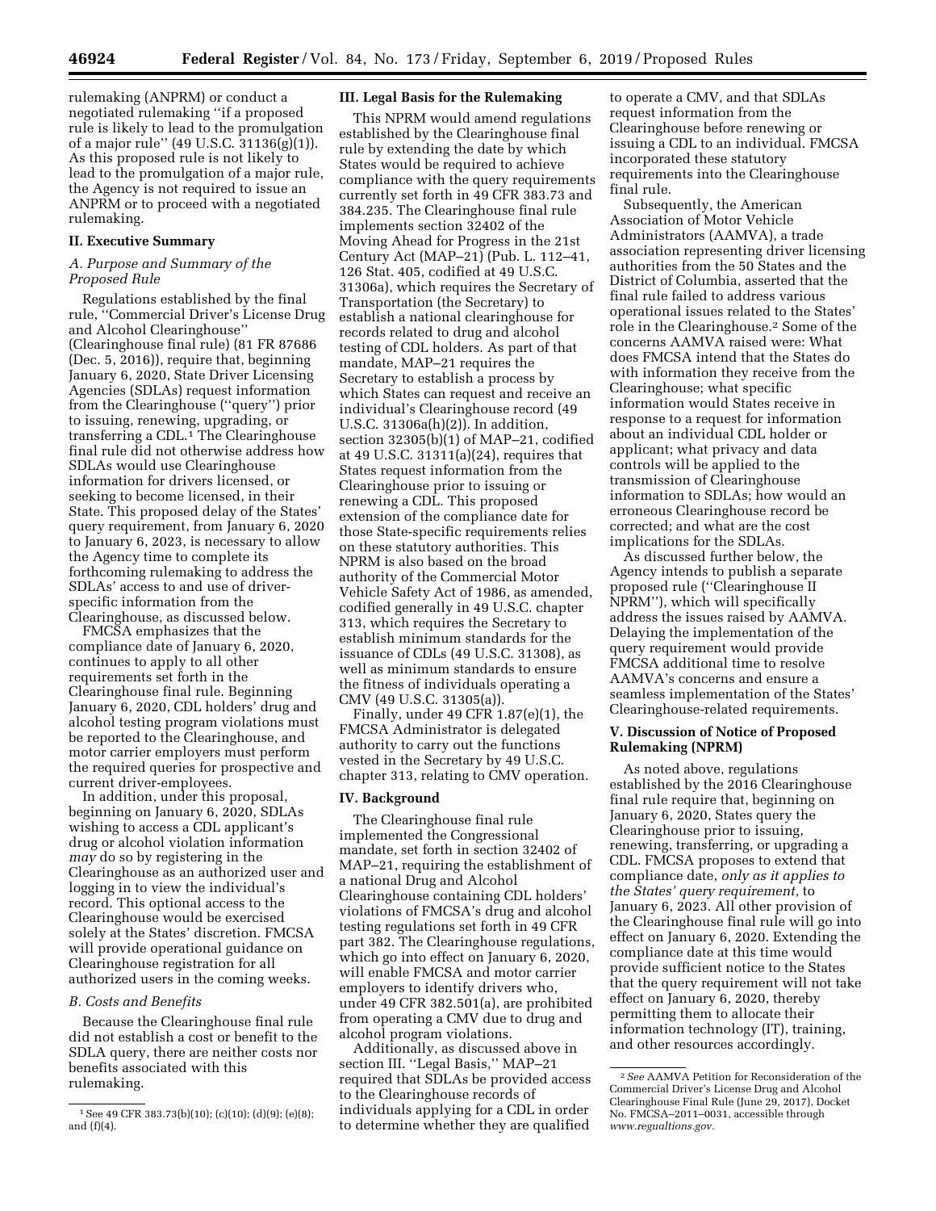rulemaking (ANPRM) or conduct a negotiated rulemaking ''if a proposed rule is likely to lead to the promulgation of a major rule'' (49 U.S.C. 31136(g)(1)). As this proposed rule is not likely to lead to the promulgation of a major rule, the Agency is not required to issue an ANPRM or to proceed with a negotiated rulemaking.

## II. Executive Summary

### *A. Purpose and Summary of the Proposed Rule*

Regulations established by the final rule, ''Commercial Driver's License Drug and Alcohol Clearinghouse'' (Clearinghouse final rule) (81 FR 87686 (Dec. 5, 2016)), require that, beginning January 6, 2020, State Driver Licensing Agencies (SDLAs) request information from the Clearinghouse (''query'') prior to issuing, renewing, upgrading, or transferring a CDL.[1] The Clearinghouse final rule did not otherwise address how SDLAs would use Clearinghouse information for drivers licensed, or seeking to become licensed, in their State. This proposed delay of the States' query requirement, from January 6, 2020 to January 6, 2023, is necessary to allow the Agency time to complete its forthcoming rulemaking to address the SDLAs' access to and use of driver-specific information from the Clearinghouse, as discussed below.

FMCSA emphasizes that the compliance date of January 6, 2020, continues to apply to all other requirements set forth in the Clearinghouse final rule. Beginning January 6, 2020, CDL holders' drug and alcohol testing program violations must be reported to the Clearinghouse, and motor carrier employers must perform the required queries for prospective and current driver-employees.

In addition, under this proposal, beginning on January 6, 2020, SDLAs wishing to access a CDL applicant's drug or alcohol violation information *may* do so by registering in the Clearinghouse as an authorized user and logging in to view the individual's record. This optional access to the Clearinghouse would be exercised solely at the States' discretion. FMCSA will provide operational guidance on Clearinghouse registration for all authorized users in the coming weeks.

### *B. Costs and Benefits*

Because the Clearinghouse final rule did not establish a cost or benefit to the SDLA query, there are neither costs nor benefits associated with this rulemaking.

## III. Legal Basis for the Rulemaking

This NPRM would amend regulations established by the Clearinghouse final rule by extending the date by which States would be required to achieve compliance with the query requirements currently set forth in 49 CFR 383.73 and 384.235. The Clearinghouse final rule implements section 32402 of the Moving Ahead for Progress in the 21st Century Act (MAP–21) (Pub. L. 112–41, 126 Stat. 405, codified at 49 U.S.C. 31306a), which requires the Secretary of Transportation (the Secretary) to establish a national clearinghouse for records related to drug and alcohol testing of CDL holders. As part of that mandate, MAP–21 requires the Secretary to establish a process by which States can request and receive an individual's Clearinghouse record (49 U.S.C. 31306a(h)(2)). In addition, section 32305(b)(1) of MAP–21, codified at 49 U.S.C. 31311(a)(24), requires that States request information from the Clearinghouse prior to issuing or renewing a CDL. This proposed extension of the compliance date for those State-specific requirements relies on these statutory authorities. This NPRM is also based on the broad authority of the Commercial Motor Vehicle Safety Act of 1986, as amended, codified generally in 49 U.S.C. chapter 313, which requires the Secretary to establish minimum standards for the issuance of CDLs (49 U.S.C. 31308), as well as minimum standards to ensure the fitness of individuals operating a CMV (49 U.S.C. 31305(a)).

Finally, under 49 CFR 1.87(e)(1), the FMCSA Administrator is delegated authority to carry out the functions vested in the Secretary by 49 U.S.C. chapter 313, relating to CMV operation.

## IV. Background

The Clearinghouse final rule implemented the Congressional mandate, set forth in section 32402 of MAP–21, requiring the establishment of a national Drug and Alcohol Clearinghouse containing CDL holders' violations of FMCSA's drug and alcohol testing regulations set forth in 49 CFR part 382. The Clearinghouse regulations, which go into effect on January 6, 2020, will enable FMCSA and motor carrier employers to identify drivers who, under 49 CFR 382.501(a), are prohibited from operating a CMV due to drug and alcohol program violations.

Additionally, as discussed above in section III. ''Legal Basis,'' MAP–21 required that SDLAs be provided access to the Clearinghouse records of individuals applying for a CDL in order to determine whether they are qualified to operate a CMV, and that SDLAs request information from the Clearinghouse before renewing or issuing a CDL to an individual. FMCSA incorporated these statutory requirements into the Clearinghouse final rule.

Subsequently, the American Association of Motor Vehicle Administrators (AAMVA), a trade association representing driver licensing authorities from the 50 States and the District of Columbia, asserted that the final rule failed to address various operational issues related to the States' role in the Clearinghouse.[2] Some of the concerns AAMVA raised were: What does FMCSA intend that the States do with information they receive from the Clearinghouse; what specific information would States receive in response to a request for information about an individual CDL holder or applicant; what privacy and data controls will be applied to the transmission of Clearinghouse information to SDLAs; how would an erroneous Clearinghouse record be corrected; and what are the cost implications for the SDLAs.

As discussed further below, the Agency intends to publish a separate proposed rule (''Clearinghouse II NPRM''), which will specifically address the issues raised by AAMVA. Delaying the implementation of the query requirement would provide FMCSA additional time to resolve AAMVA's concerns and ensure a seamless implementation of the States' Clearinghouse-related requirements.

## V. Discussion of Notice of Proposed Rulemaking (NPRM)

As noted above, regulations established by the 2016 Clearinghouse final rule require that, beginning on January 6, 2020, States query the Clearinghouse prior to issuing, renewing, transferring, or upgrading a CDL. FMCSA proposes to extend that compliance date, *only as it applies to the States' query requirement,* to January 6, 2023. All other provision of the Clearinghouse final rule will go into effect on January 6, 2020. Extending the compliance date at this time would provide sufficient notice to the States that the query requirement will not take effect on January 6, 2020, thereby permitting them to allocate their information technology (IT), training, and other resources accordingly.

---

[1] See 49 CFR 383.73(b)(10); (c)(10); (d)(9); (e)(8); and (f)(4).

[2] *See* AAMVA Petition for Reconsideration of the Commercial Driver's License Drug and Alcohol Clearinghouse Final Rule (June 29, 2017), Docket No. FMCSA–2011–0031, accessible through *www.regualtions.gov.*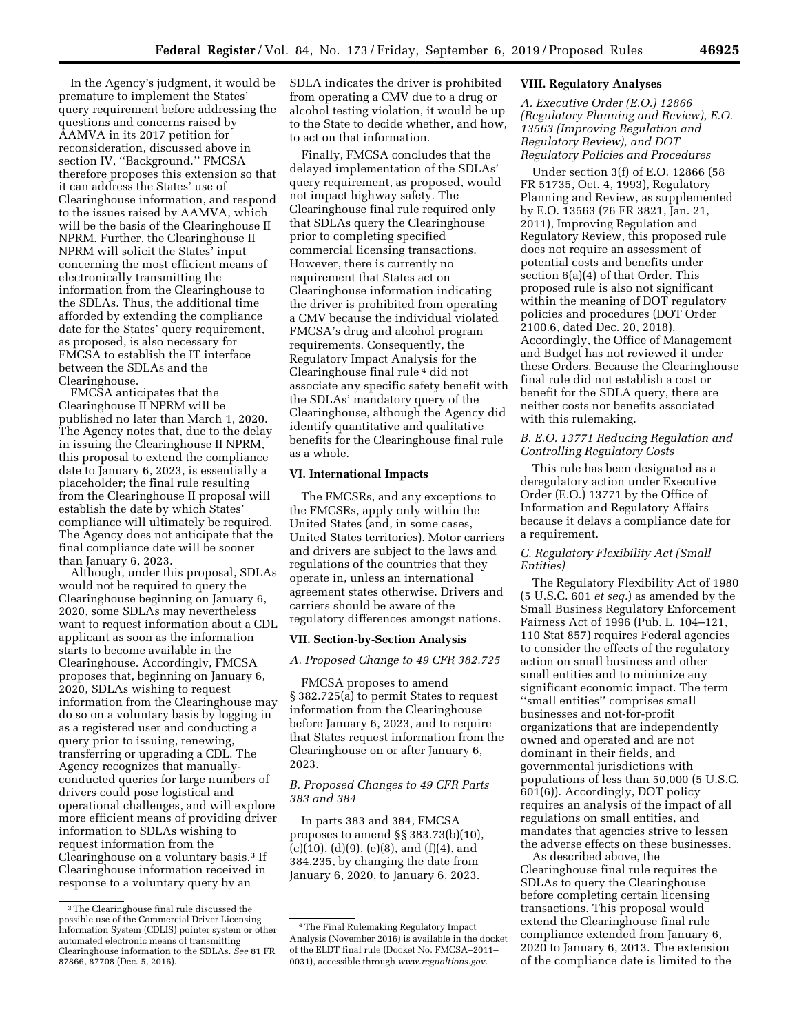In the Agency's judgment, it would be premature to implement the States' query requirement before addressing the questions and concerns raised by AAMVA in its 2017 petition for reconsideration, discussed above in section IV, ''Background.'' FMCSA therefore proposes this extension so that it can address the States' use of Clearinghouse information, and respond to the issues raised by AAMVA, which will be the basis of the Clearinghouse II NPRM. Further, the Clearinghouse II NPRM will solicit the States' input concerning the most efficient means of electronically transmitting the information from the Clearinghouse to the SDLAs. Thus, the additional time afforded by extending the compliance date for the States' query requirement, as proposed, is also necessary for FMCSA to establish the IT interface between the SDLAs and the Clearinghouse.

FMCSA anticipates that the Clearinghouse II NPRM will be published no later than March 1, 2020. The Agency notes that, due to the delay in issuing the Clearinghouse II NPRM, this proposal to extend the compliance date to January 6, 2023, is essentially a placeholder; the final rule resulting from the Clearinghouse II proposal will establish the date by which States' compliance will ultimately be required. The Agency does not anticipate that the final compliance date will be sooner than January 6, 2023.

Although, under this proposal, SDLAs would not be required to query the Clearinghouse beginning on January 6, 2020, some SDLAs may nevertheless want to request information about a CDL applicant as soon as the information starts to become available in the Clearinghouse. Accordingly, FMCSA proposes that, beginning on January 6, 2020, SDLAs wishing to request information from the Clearinghouse may do so on a voluntary basis by logging in as a registered user and conducting a query prior to issuing, renewing, transferring or upgrading a CDL. The Agency recognizes that manually-conducted queries for large numbers of drivers could pose logistical and operational challenges, and will explore more efficient means of providing driver information to SDLAs wishing to request information from the Clearinghouse on a voluntary basis.[3] If Clearinghouse information received in response to a voluntary query by an SDLA indicates the driver is prohibited from operating a CMV due to a drug or alcohol testing violation, it would be up to the State to decide whether, and how, to act on that information.

Finally, FMCSA concludes that the delayed implementation of the SDLAs' query requirement, as proposed, would not impact highway safety. The Clearinghouse final rule required only that SDLAs query the Clearinghouse prior to completing specified commercial licensing transactions. However, there is currently no requirement that States act on Clearinghouse information indicating the driver is prohibited from operating a CMV because the individual violated FMCSA's drug and alcohol program requirements. Consequently, the Regulatory Impact Analysis for the Clearinghouse final rule[4] did not associate any specific safety benefit with the SDLAs' mandatory query of the Clearinghouse, although the Agency did identify quantitative and qualitative benefits for the Clearinghouse final rule as a whole.

## VI. International Impacts

The FMCSRs, and any exceptions to the FMCSRs, apply only within the United States (and, in some cases, United States territories). Motor carriers and drivers are subject to the laws and regulations of the countries that they operate in, unless an international agreement states otherwise. Drivers and carriers should be aware of the regulatory differences amongst nations.

## VII. Section-by-Section Analysis

### A. Proposed Change to 49 CFR 382.725

FMCSA proposes to amend § 382.725(a) to permit States to request information from the Clearinghouse before January 6, 2023, and to require that States request information from the Clearinghouse on or after January 6, 2023.

### B. Proposed Changes to 49 CFR Parts 383 and 384

In parts 383 and 384, FMCSA proposes to amend §§ 383.73(b)(10), (c)(10), (d)(9), (e)(8), and (f)(4), and 384.235, by changing the date from January 6, 2020, to January 6, 2023.

## VIII. Regulatory Analyses

### A. Executive Order (E.O.) 12866 (Regulatory Planning and Review), E.O. 13563 (Improving Regulation and Regulatory Review), and DOT Regulatory Policies and Procedures

Under section 3(f) of E.O. 12866 (58 FR 51735, Oct. 4, 1993), Regulatory Planning and Review, as supplemented by E.O. 13563 (76 FR 3821, Jan. 21, 2011), Improving Regulation and Regulatory Review, this proposed rule does not require an assessment of potential costs and benefits under section 6(a)(4) of that Order. This proposed rule is also not significant within the meaning of DOT regulatory policies and procedures (DOT Order 2100.6, dated Dec. 20, 2018). Accordingly, the Office of Management and Budget has not reviewed it under these Orders. Because the Clearinghouse final rule did not establish a cost or benefit for the SDLA query, there are neither costs nor benefits associated with this rulemaking.

### B. E.O. 13771 Reducing Regulation and Controlling Regulatory Costs

This rule has been designated as a deregulatory action under Executive Order (E.O.) 13771 by the Office of Information and Regulatory Affairs because it delays a compliance date for a requirement.

### C. Regulatory Flexibility Act (Small Entities)

The Regulatory Flexibility Act of 1980 (5 U.S.C. 601 *et seq.*) as amended by the Small Business Regulatory Enforcement Fairness Act of 1996 (Pub. L. 104–121, 110 Stat 857) requires Federal agencies to consider the effects of the regulatory action on small business and other small entities and to minimize any significant economic impact. The term ''small entities'' comprises small businesses and not-for-profit organizations that are independently owned and operated and are not dominant in their fields, and governmental jurisdictions with populations of less than 50,000 (5 U.S.C. 601(6)). Accordingly, DOT policy requires an analysis of the impact of all regulations on small entities, and mandates that agencies strive to lessen the adverse effects on these businesses.

As described above, the Clearinghouse final rule requires the SDLAs to query the Clearinghouse before completing certain licensing transactions. This proposal would extend the Clearinghouse final rule compliance extended from January 6, 2020 to January 6, 2013. The extension of the compliance date is limited to the

---

[3] The Clearinghouse final rule discussed the possible use of the Commercial Driver Licensing Information System (CDLIS) pointer system or other automated electronic means of transmitting Clearinghouse information to the SDLAs. *See* 81 FR 87866, 87708 (Dec. 5, 2016).

[4] The Final Rulemaking Regulatory Impact Analysis (November 2016) is available in the docket of the ELDT final rule (Docket No. FMCSA–2011–0031), accessible through *www.regualtions.gov.*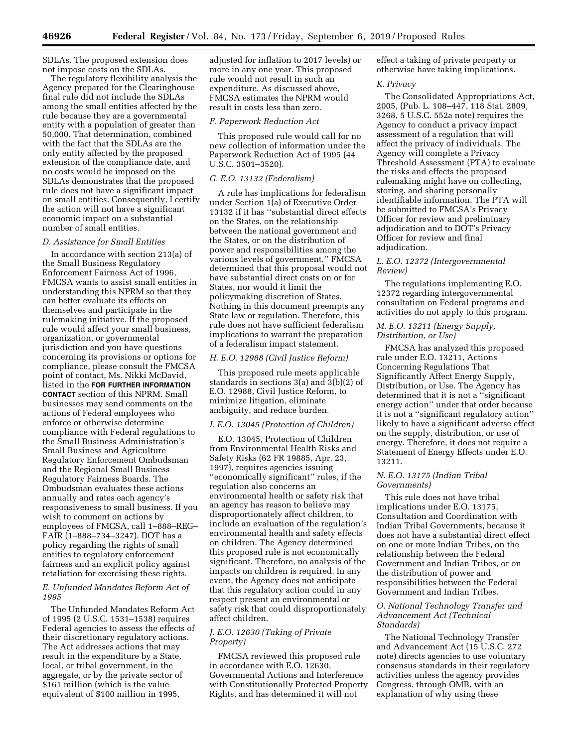SDLAs. The proposed extension does not impose costs on the SDLAs.

The regulatory flexibility analysis the Agency prepared for the Clearinghouse final rule did not include the SDLAs among the small entities affected by the rule because they are a governmental entity with a population of greater than 50,000. That determination, combined with the fact that the SDLAs are the only entity affected by the proposed extension of the compliance date, and no costs would be imposed on the SDLAs demonstrates that the proposed rule does not have a significant impact on small entities. Consequently, I certify the action will not have a significant economic impact on a substantial number of small entities.

### D. Assistance for Small Entities

In accordance with section 213(a) of the Small Business Regulatory Enforcement Fairness Act of 1996, FMCSA wants to assist small entities in understanding this NPRM so that they can better evaluate its effects on themselves and participate in the rulemaking initiative. If the proposed rule would affect your small business, organization, or governmental jurisdiction and you have questions concerning its provisions or options for compliance, please consult the FMCSA point of contact, Ms. Nikki McDavid, listed in the **FOR FURTHER INFORMATION CONTACT** section of this NPRM. Small businesses may send comments on the actions of Federal employees who enforce or otherwise determine compliance with Federal regulations to the Small Business Administration's Small Business and Agriculture Regulatory Enforcement Ombudsman and the Regional Small Business Regulatory Fairness Boards. The Ombudsman evaluates these actions annually and rates each agency's responsiveness to small business. If you wish to comment on actions by employees of FMCSA, call 1–888–REG–FAIR (1–888–734–3247). DOT has a policy regarding the rights of small entities to regulatory enforcement fairness and an explicit policy against retaliation for exercising these rights.

### E. Unfunded Mandates Reform Act of 1995

The Unfunded Mandates Reform Act of 1995 (2 U.S.C. 1531–1538) requires Federal agencies to assess the effects of their discretionary regulatory actions. The Act addresses actions that may result in the expenditure by a State, local, or tribal government, in the aggregate, or by the private sector of $161 million (which is the value equivalent of $100 million in 1995, adjusted for inflation to 2017 levels) or more in any one year. This proposed rule would not result in such an expenditure. As discussed above, FMCSA estimates the NPRM would result in costs less than zero.

### F. Paperwork Reduction Act

This proposed rule would call for no new collection of information under the Paperwork Reduction Act of 1995 (44 U.S.C. 3501–3520).

### G. E.O. 13132 (Federalism)

A rule has implications for federalism under Section 1(a) of Executive Order 13132 if it has ''substantial direct effects on the States, on the relationship between the national government and the States, or on the distribution of power and responsibilities among the various levels of government.'' FMCSA determined that this proposal would not have substantial direct costs on or for States, nor would it limit the policymaking discretion of States. Nothing in this document preempts any State law or regulation. Therefore, this rule does not have sufficient federalism implications to warrant the preparation of a federalism impact statement.

### H. E.O. 12988 (Civil Justice Reform)

This proposed rule meets applicable standards in sections 3(a) and 3(b)(2) of E.O. 12988, Civil Justice Reform, to minimize litigation, eliminate ambiguity, and reduce burden.

### I. E.O. 13045 (Protection of Children)

E.O. 13045, Protection of Children from Environmental Health Risks and Safety Risks (62 FR 19885, Apr. 23, 1997), requires agencies issuing ''economically significant'' rules, if the regulation also concerns an environmental health or safety risk that an agency has reason to believe may disproportionately affect children, to include an evaluation of the regulation's environmental health and safety effects on children. The Agency determined this proposed rule is not economically significant. Therefore, no analysis of the impacts on children is required. In any event, the Agency does not anticipate that this regulatory action could in any respect present an environmental or safety risk that could disproportionately affect children.

### J. E.O. 12630 (Taking of Private Property)

FMCSA reviewed this proposed rule in accordance with E.O. 12630, Governmental Actions and Interference with Constitutionally Protected Property Rights, and has determined it will not effect a taking of private property or otherwise have taking implications.

### K. Privacy

The Consolidated Appropriations Act, 2005, (Pub. L. 108–447, 118 Stat. 2809, 3268, 5 U.S.C. 552a note) requires the Agency to conduct a privacy impact assessment of a regulation that will affect the privacy of individuals. The Agency will complete a Privacy Threshold Assessment (PTA) to evaluate the risks and effects the proposed rulemaking might have on collecting, storing, and sharing personally identifiable information. The PTA will be submitted to FMCSA's Privacy Officer for review and preliminary adjudication and to DOT's Privacy Officer for review and final adjudication.

### L. E.O. 12372 (Intergovernmental Review)

The regulations implementing E.O. 12372 regarding intergovernmental consultation on Federal programs and activities do not apply to this program.

### M. E.O. 13211 (Energy Supply, Distribution, or Use)

FMCSA has analyzed this proposed rule under E.O. 13211, Actions Concerning Regulations That Significantly Affect Energy Supply, Distribution, or Use. The Agency has determined that it is not a ''significant energy action'' under that order because it is not a ''significant regulatory action'' likely to have a significant adverse effect on the supply, distribution, or use of energy. Therefore, it does not require a Statement of Energy Effects under E.O. 13211.

### N. E.O. 13175 (Indian Tribal Governments)

This rule does not have tribal implications under E.O. 13175, Consultation and Coordination with Indian Tribal Governments, because it does not have a substantial direct effect on one or more Indian Tribes, on the relationship between the Federal Government and Indian Tribes, or on the distribution of power and responsibilities between the Federal Government and Indian Tribes.

### O. National Technology Transfer and Advancement Act (Technical Standards)

The National Technology Transfer and Advancement Act (15 U.S.C. 272 note) directs agencies to use voluntary consensus standards in their regulatory activities unless the agency provides Congress, through OMB, with an explanation of why using these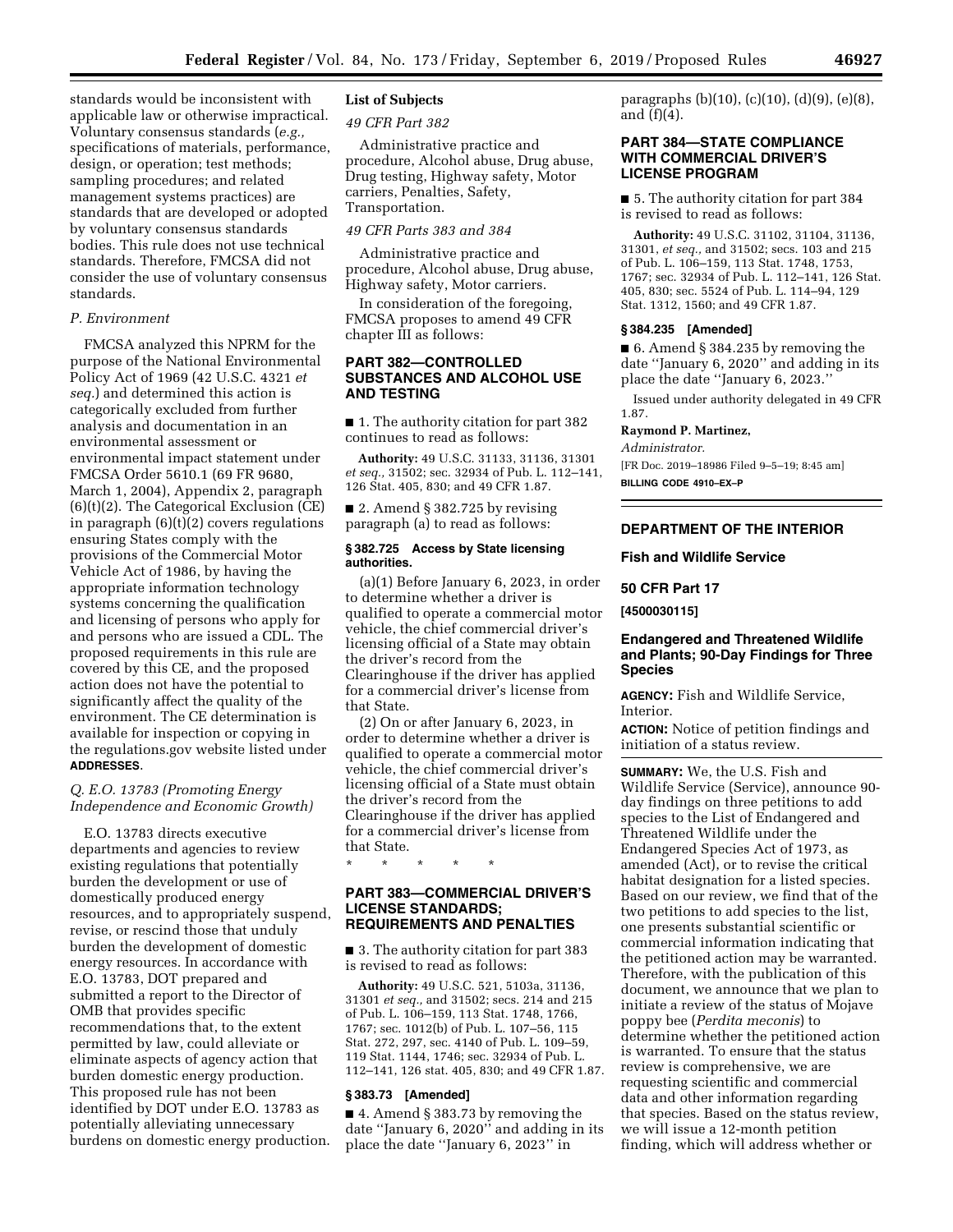standards would be inconsistent with applicable law or otherwise impractical. Voluntary consensus standards (*e.g.,* specifications of materials, performance, design, or operation; test methods; sampling procedures; and related management systems practices) are standards that are developed or adopted by voluntary consensus standards bodies. This rule does not use technical standards. Therefore, FMCSA did not consider the use of voluntary consensus standards.

### *P. Environment*

FMCSA analyzed this NPRM for the purpose of the National Environmental Policy Act of 1969 (42 U.S.C. 4321 *et seq.*) and determined this action is categorically excluded from further analysis and documentation in an environmental assessment or environmental impact statement under FMCSA Order 5610.1 (69 FR 9680, March 1, 2004), Appendix 2, paragraph (6)(t)(2). The Categorical Exclusion (CE) in paragraph (6)(t)(2) covers regulations ensuring States comply with the provisions of the Commercial Motor Vehicle Act of 1986, by having the appropriate information technology systems concerning the qualification and licensing of persons who apply for and persons who are issued a CDL. The proposed requirements in this rule are covered by this CE, and the proposed action does not have the potential to significantly affect the quality of the environment. The CE determination is available for inspection or copying in the regulations.gov website listed under **ADDRESSES**.

### *Q. E.O. 13783 (Promoting Energy Independence and Economic Growth)*

E.O. 13783 directs executive departments and agencies to review existing regulations that potentially burden the development or use of domestically produced energy resources, and to appropriately suspend, revise, or rescind those that unduly burden the development of domestic energy resources. In accordance with E.O. 13783, DOT prepared and submitted a report to the Director of OMB that provides specific recommendations that, to the extent permitted by law, could alleviate or eliminate aspects of agency action that burden domestic energy production. This proposed rule has not been identified by DOT under E.O. 13783 as potentially alleviating unnecessary burdens on domestic energy production.

### List of Subjects

*49 CFR Part 382*

Administrative practice and procedure, Alcohol abuse, Drug abuse, Drug testing, Highway safety, Motor carriers, Penalties, Safety, Transportation.

*49 CFR Parts 383 and 384*

Administrative practice and procedure, Alcohol abuse, Drug abuse, Highway safety, Motor carriers.

In consideration of the foregoing, FMCSA proposes to amend 49 CFR chapter III as follows:

## PART 382—CONTROLLED SUBSTANCES AND ALCOHOL USE AND TESTING

■ 1. The authority citation for part 382 continues to read as follows:

**Authority:** 49 U.S.C. 31133, 31136, 31301 *et seq.,* 31502; sec. 32934 of Pub. L. 112–141, 126 Stat. 405, 830; and 49 CFR 1.87.

■ 2. Amend § 382.725 by revising paragraph (a) to read as follows:

#### § 382.725 Access by State licensing authorities.

(a)(1) Before January 6, 2023, in order to determine whether a driver is qualified to operate a commercial motor vehicle, the chief commercial driver's licensing official of a State may obtain the driver's record from the Clearinghouse if the driver has applied for a commercial driver's license from that State.

(2) On or after January 6, 2023, in order to determine whether a driver is qualified to operate a commercial motor vehicle, the chief commercial driver's licensing official of a State must obtain the driver's record from the Clearinghouse if the driver has applied for a commercial driver's license from that State.

\* \* \* \* \*

## PART 383—COMMERCIAL DRIVER'S LICENSE STANDARDS; REQUIREMENTS AND PENALTIES

■ 3. The authority citation for part 383 is revised to read as follows:

**Authority:** 49 U.S.C. 521, 5103a, 31136, 31301 *et seq.,* and 31502; secs. 214 and 215 of Pub. L. 106–159, 113 Stat. 1748, 1766, 1767; sec. 1012(b) of Pub. L. 107–56, 115 Stat. 272, 297, sec. 4140 of Pub. L. 109–59, 119 Stat. 1144, 1746; sec. 32934 of Pub. L. 112–141, 126 stat. 405, 830; and 49 CFR 1.87.

#### § 383.73 [Amended]

■ 4. Amend § 383.73 by removing the date "January 6, 2020" and adding in its place the date "January 6, 2023" in paragraphs (b)(10), (c)(10), (d)(9), (e)(8), and (f)(4).

## PART 384—STATE COMPLIANCE WITH COMMERCIAL DRIVER'S LICENSE PROGRAM

■ 5. The authority citation for part 384 is revised to read as follows:

**Authority:** 49 U.S.C. 31102, 31104, 31136, 31301, *et seq.,* and 31502; secs. 103 and 215 of Pub. L. 106–159, 113 Stat. 1748, 1753, 1767; sec. 32934 of Pub. L. 112–141, 126 Stat. 405, 830; sec. 5524 of Pub. L. 114–94, 129 Stat. 1312, 1560; and 49 CFR 1.87.

#### § 384.235 [Amended]

■ 6. Amend § 384.235 by removing the date "January 6, 2020" and adding in its place the date "January 6, 2023."

Issued under authority delegated in 49 CFR 1.87.

**Raymond P. Martinez,**

*Administrator.*

[FR Doc. 2019–18986 Filed 9–5–19; 8:45 am]

**BILLING CODE 4910–EX–P**

---

## DEPARTMENT OF THE INTERIOR

### Fish and Wildlife Service

### 50 CFR Part 17

**[4500030115]**

### Endangered and Threatened Wildlife and Plants; 90-Day Findings for Three Species

**AGENCY:** Fish and Wildlife Service, Interior.

**ACTION:** Notice of petition findings and initiation of a status review.

**SUMMARY:** We, the U.S. Fish and Wildlife Service (Service), announce 90-day findings on three petitions to add species to the List of Endangered and Threatened Wildlife under the Endangered Species Act of 1973, as amended (Act), or to revise the critical habitat designation for a listed species. Based on our review, we find that of the two petitions to add species to the list, one presents substantial scientific or commercial information indicating that the petitioned action may be warranted. Therefore, with the publication of this document, we announce that we plan to initiate a review of the status of Mojave poppy bee (*Perdita meconis*) to determine whether the petitioned action is warranted. To ensure that the status review is comprehensive, we are requesting scientific and commercial data and other information regarding that species. Based on the status review, we will issue a 12-month petition finding, which will address whether or